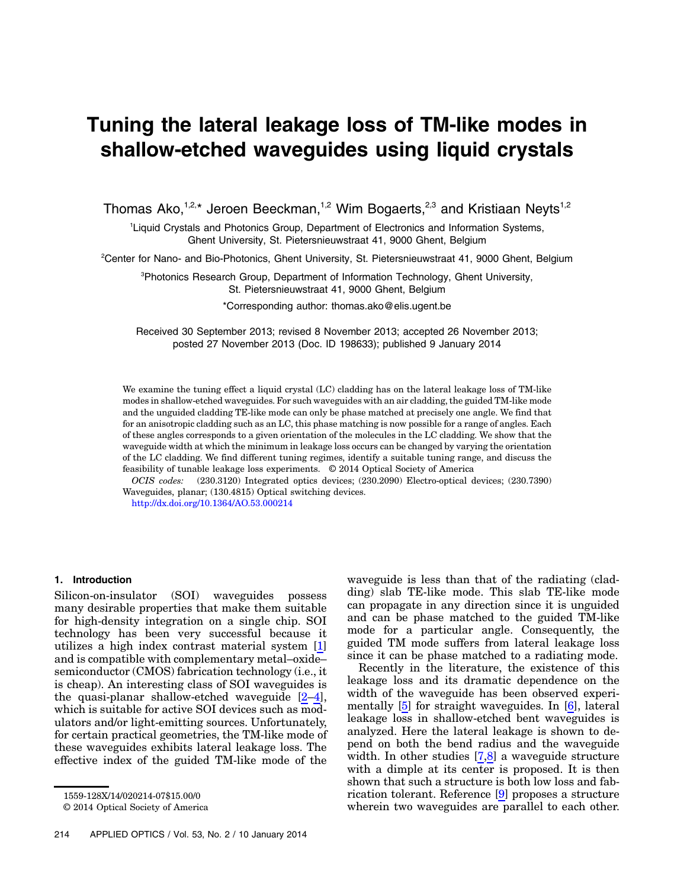# Tuning the lateral leakage loss of TM-like modes in shallow-etched waveguides using liquid crystals

Thomas Ako,[1,2,*] Jeroen Beeckman,[1,2] Wim Bogaerts,[2,3] and Kristiaan Neyts[1,2]

[1]Liquid Crystals and Photonics Group, Department of Electronics and Information Systems, Ghent University, St. Pietersnieuwstraat 41, 9000 Ghent, Belgium

[2]Center for Nano- and Bio-Photonics, Ghent University, St. Pietersnieuwstraat 41, 9000 Ghent, Belgium

[3]Photonics Research Group, Department of Information Technology, Ghent University, St. Pietersnieuwstraat 41, 9000 Ghent, Belgium

*Corresponding author: thomas.ako@elis.ugent.be

Received 30 September 2013; revised 8 November 2013; accepted 26 November 2013; posted 27 November 2013 (Doc. ID 198633); published 9 January 2014

We examine the tuning effect a liquid crystal (LC) cladding has on the lateral leakage loss of TM-like modes in shallow-etched waveguides. For such waveguides with an air cladding, the guided TM-like mode and the unguided cladding TE-like mode can only be phase matched at precisely one angle. We find that for an anisotropic cladding such as an LC, this phase matching is now possible for a range of angles. Each of these angles corresponds to a given orientation of the molecules in the LC cladding. We show that the waveguide width at which the minimum in leakage loss occurs can be changed by varying the orientation of the LC cladding. We find different tuning regimes, identify a suitable tuning range, and discuss the feasibility of tunable leakage loss experiments. © 2014 Optical Society of America

*OCIS codes:* (230.3120) Integrated optics devices; (230.2090) Electro-optical devices; (230.7390) Waveguides, planar; (130.4815) Optical switching devices.

http://dx.doi.org/10.1364/AO.53.000214

## 1. Introduction

Silicon-on-insulator (SOI) waveguides possess many desirable properties that make them suitable for high-density integration on a single chip. SOI technology has been very successful because it utilizes a high index contrast material system [1] and is compatible with complementary metal–oxide–semiconductor (CMOS) fabrication technology (i.e., it is cheap). An interesting class of SOI waveguides is the quasi-planar shallow-etched waveguide [2–4], which is suitable for active SOI devices such as modulators and/or light-emitting sources. Unfortunately, for certain practical geometries, the TM-like mode of these waveguides exhibits lateral leakage loss. The effective index of the guided TM-like mode of the waveguide is less than that of the radiating (cladding) slab TE-like mode. This slab TE-like mode can propagate in any direction since it is unguided and can be phase matched to the guided TM-like mode for a particular angle. Consequently, the guided TM mode suffers from lateral leakage loss since it can be phase matched to a radiating mode.

Recently in the literature, the existence of this leakage loss and its dramatic dependence on the width of the waveguide has been observed experimentally [5] for straight waveguides. In [6], lateral leakage loss in shallow-etched bent waveguides is analyzed. Here the lateral leakage is shown to depend on both the bend radius and the waveguide width. In other studies [7,8] a waveguide structure with a dimple at its center is proposed. It is then shown that such a structure is both low loss and fabrication tolerant. Reference [9] proposes a structure wherein two waveguides are parallel to each other.

1559-128X/14/020214-07$15.00/0
© 2014 Optical Society of America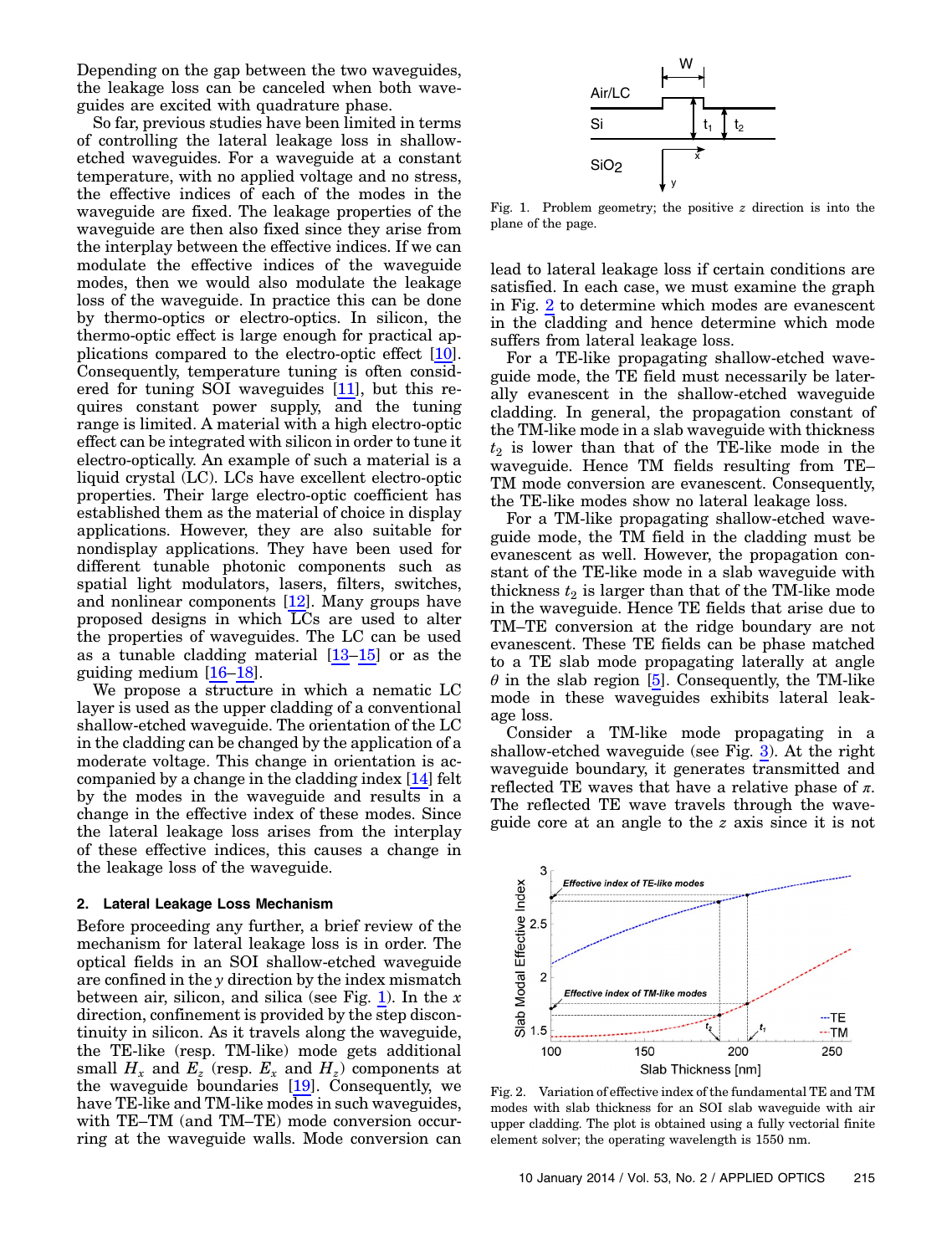Depending on the gap between the two waveguides, the leakage loss can be canceled when both waveguides are excited with quadrature phase.

So far, previous studies have been limited in terms of controlling the lateral leakage loss in shallow-etched waveguides. For a waveguide at a constant temperature, with no applied voltage and no stress, the effective indices of each of the modes in the waveguide are fixed. The leakage properties of the waveguide are then also fixed since they arise from the interplay between the effective indices. If we can modulate the effective indices of the waveguide modes, then we would also modulate the leakage loss of the waveguide. In practice this can be done by thermo-optics or electro-optics. In silicon, the thermo-optic effect is large enough for practical applications compared to the electro-optic effect [10]. Consequently, temperature tuning is often considered for tuning SOI waveguides [11], but this requires constant power supply, and the tuning range is limited. A material with a high electro-optic effect can be integrated with silicon in order to tune it electro-optically. An example of such a material is a liquid crystal (LC). LCs have excellent electro-optic properties. Their large electro-optic coefficient has established them as the material of choice in display applications. However, they are also suitable for nondisplay applications. They have been used for different tunable photonic components such as spatial light modulators, lasers, filters, switches, and nonlinear components [12]. Many groups have proposed designs in which LCs are used to alter the properties of waveguides. The LC can be used as a tunable cladding material [13–15] or as the guiding medium [16–18].

We propose a structure in which a nematic LC layer is used as the upper cladding of a conventional shallow-etched waveguide. The orientation of the LC in the cladding can be changed by the application of a moderate voltage. This change in orientation is accompanied by a change in the cladding index [14] felt by the modes in the waveguide and results in a change in the effective index of these modes. Since the lateral leakage loss arises from the interplay of these effective indices, this causes a change in the leakage loss of the waveguide.

## 2. Lateral Leakage Loss Mechanism

Before proceeding any further, a brief review of the mechanism for lateral leakage loss is in order. The optical fields in an SOI shallow-etched waveguide are confined in the $y$ direction by the index mismatch between air, silicon, and silica (see Fig. 1). In the $x$ direction, confinement is provided by the step discontinuity in silicon. As it travels along the waveguide, the TE-like (resp. TM-like) mode gets additional small $H_x$ and $E_z$ (resp. $E_x$ and $H_z$) components at the waveguide boundaries [19]. Consequently, we have TE-like and TM-like modes in such waveguides, with TE–TM (and TM–TE) mode conversion occurring at the waveguide walls. Mode conversion can lead to lateral leakage loss if certain conditions are satisfied. In each case, we must examine the graph in Fig. 2 to determine which modes are evanescent in the cladding and hence determine which mode suffers from lateral leakage loss.

Fig. 1. Problem geometry; the positive $z$ direction is into the plane of the page.

For a TE-like propagating shallow-etched waveguide mode, the TE field must necessarily be laterally evanescent in the shallow-etched waveguide cladding. In general, the propagation constant of the TM-like mode in a slab waveguide with thickness $t_2$ is lower than that of the TE-like mode in the waveguide. Hence TM fields resulting from TE–TM mode conversion are evanescent. Consequently, the TE-like modes show no lateral leakage loss.

For a TM-like propagating shallow-etched waveguide mode, the TM field in the cladding must be evanescent as well. However, the propagation constant of the TE-like mode in a slab waveguide with thickness $t_2$ is larger than that of the TM-like mode in the waveguide. Hence TE fields that arise due to TM–TE conversion at the ridge boundary are not evanescent. These TE fields can be phase matched to a TE slab mode propagating laterally at angle $\theta$ in the slab region [5]. Consequently, the TM-like mode in these waveguides exhibits lateral leakage loss.

Consider a TM-like mode propagating in a shallow-etched waveguide (see Fig. 3). At the right waveguide boundary, it generates transmitted and reflected TE waves that have a relative phase of $\pi$. The reflected TE wave travels through the waveguide core at an angle to the $z$ axis since it is not

Fig. 2. Variation of effective index of the fundamental TE and TM modes with slab thickness for an SOI slab waveguide with air upper cladding. The plot is obtained using a fully vectorial finite element solver; the operating wavelength is 1550 nm.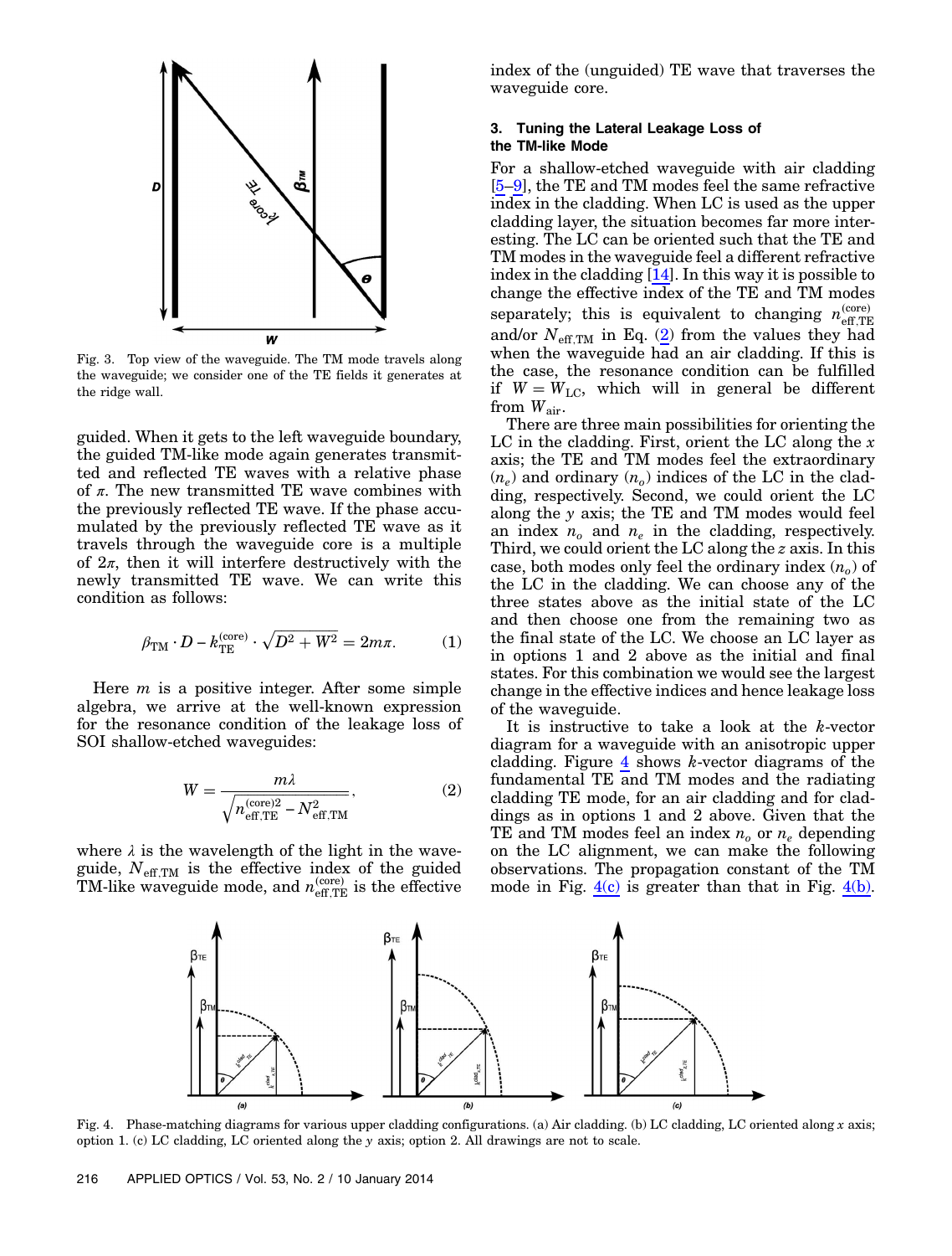Fig. 3. Top view of the waveguide. The TM mode travels along the waveguide; we consider one of the TE fields it generates at the ridge wall.

guided. When it gets to the left waveguide boundary, the guided TM-like mode again generates transmitted and reflected TE waves with a relative phase of $\pi$. The new transmitted TE wave combines with the previously reflected TE wave. If the phase accumulated by the previously reflected TE wave as it travels through the waveguide core is a multiple of $2\pi$, then it will interfere destructively with the newly transmitted TE wave. We can write this condition as follows:

$$\beta_{\mathrm{TM}} \cdot D - k_{\mathrm{TE}}^{(\mathrm{core})} \cdot \sqrt{D^2 + W^2} = 2m\pi. \tag{1}$$

Here $m$ is a positive integer. After some simple algebra, we arrive at the well-known expression for the resonance condition of the leakage loss of SOI shallow-etched waveguides:

$$W = \frac{m\lambda}{\sqrt{n_{\mathrm{eff,TE}}^{(\mathrm{core})2} - N_{\mathrm{eff,TM}}^2}}, \tag{2}$$

where $\lambda$ is the wavelength of the light in the waveguide, $N_{\mathrm{eff,TM}}$ is the effective index of the guided TM-like waveguide mode, and $n_{\mathrm{eff,TE}}^{(\mathrm{core})}$ is the effective index of the (unguided) TE wave that traverses the waveguide core.

### 3. Tuning the Lateral Leakage Loss of the TM-like Mode

For a shallow-etched waveguide with air cladding [5–9], the TE and TM modes feel the same refractive index in the cladding. When LC is used as the upper cladding layer, the situation becomes far more interesting. The LC can be oriented such that the TE and TM modes in the waveguide feel a different refractive index in the cladding [14]. In this way it is possible to change the effective index of the TE and TM modes separately; this is equivalent to changing $n_{\mathrm{eff,TE}}^{(\mathrm{core})}$ and/or $N_{\mathrm{eff,TM}}$ in Eq. (2) from the values they had when the waveguide had an air cladding. If this is the case, the resonance condition can be fulfilled if $W = W_{\mathrm{LC}}$, which will in general be different from $W_{\mathrm{air}}$.

There are three main possibilities for orienting the LC in the cladding. First, orient the LC along the $x$ axis; the TE and TM modes feel the extraordinary ($n_e$) and ordinary ($n_o$) indices of the LC in the cladding, respectively. Second, we could orient the LC along the $y$ axis; the TE and TM modes would feel an index $n_o$ and $n_e$ in the cladding, respectively. Third, we could orient the LC along the $z$ axis. In this case, both modes only feel the ordinary index ($n_o$) of the LC in the cladding. We can choose any of the three states above as the initial state of the LC and then choose one from the remaining two as the final state of the LC. We choose an LC layer as in options 1 and 2 above as the initial and final states. For this combination we would see the largest change in the effective indices and hence leakage loss of the waveguide.

It is instructive to take a look at the $k$-vector diagram for a waveguide with an anisotropic upper cladding. Figure 4 shows $k$-vector diagrams of the fundamental TE and TM modes and the radiating cladding TE mode, for an air cladding and for claddings as in options 1 and 2 above. Given that the TE and TM modes feel an index $n_o$ or $n_e$ depending on the LC alignment, we can make the following observations. The propagation constant of the TM mode in Fig. 4(c) is greater than that in Fig. 4(b).

Fig. 4. Phase-matching diagrams for various upper cladding configurations. (a) Air cladding. (b) LC cladding, LC oriented along $x$ axis; option 1. (c) LC cladding, LC oriented along the $y$ axis; option 2. All drawings are not to scale.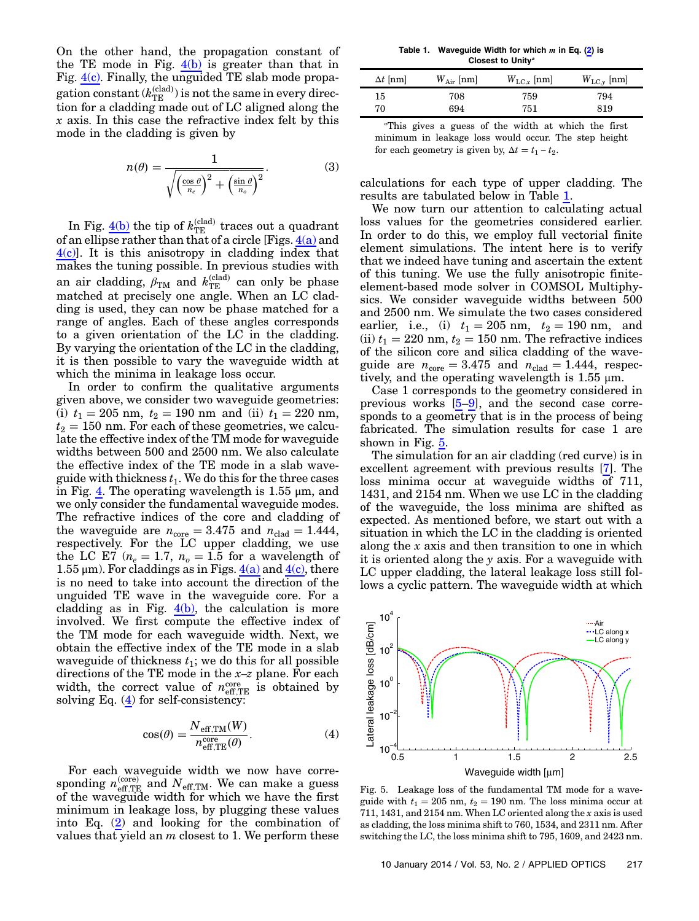On the other hand, the propagation constant of the TE mode in Fig. 4(b) is greater than that in Fig. 4(c). Finally, the unguided TE slab mode propagation constant ($k_{\mathrm{TE}}^{(\mathrm{clad})}$) is not the same in every direction for a cladding made out of LC aligned along the $x$ axis. In this case the refractive index felt by this mode in the cladding is given by

$$n(\theta) = \frac{1}{\sqrt{\left(\frac{\cos\theta}{n_e}\right)^2 + \left(\frac{\sin\theta}{n_o}\right)^2}}. \tag{3}$$

In Fig. 4(b) the tip of $k_{\mathrm{TE}}^{(\mathrm{clad})}$ traces out a quadrant of an ellipse rather than that of a circle [Figs. 4(a) and 4(c)]. It is this anisotropy in cladding index that makes the tuning possible. In previous studies with an air cladding, $\beta_{\mathrm{TM}}$ and $k_{\mathrm{TE}}^{(\mathrm{clad})}$ can only be phase matched at precisely one angle. When an LC cladding is used, they can now be phase matched for a range of angles. Each of these angles corresponds to a given orientation of the LC in the cladding. By varying the orientation of the LC in the cladding, it is then possible to vary the waveguide width at which the minima in leakage loss occur.

In order to confirm the qualitative arguments given above, we consider two waveguide geometries: (i) $t_1 = 205$ nm, $t_2 = 190$ nm and (ii) $t_1 = 220$ nm, $t_2 = 150$ nm. For each of these geometries, we calculate the effective index of the TM mode for waveguide widths between 500 and 2500 nm. We also calculate the effective index of the TE mode in a slab waveguide with thickness $t_1$. We do this for the three cases in Fig. 4. The operating wavelength is 1.55 μm, and we only consider the fundamental waveguide modes. The refractive indices of the core and cladding of the waveguide are $n_{\mathrm{core}} = 3.475$ and $n_{\mathrm{clad}} = 1.444$, respectively. For the LC upper cladding, we use the LC E7 ($n_e = 1.7$, $n_o = 1.5$ for a wavelength of 1.55 μm). For claddings as in Figs. 4(a) and 4(c), there is no need to take into account the direction of the unguided TE wave in the waveguide core. For a cladding as in Fig. 4(b), the calculation is more involved. We first compute the effective index of the TM mode for each waveguide width. Next, we obtain the effective index of the TE mode in a slab waveguide of thickness $t_1$; we do this for all possible directions of the TE mode in the $x$–$z$ plane. For each width, the correct value of $n_{\mathrm{eff,TE}}^{\mathrm{core}}$ is obtained by solving Eq. (4) for self-consistency:

$$\cos(\theta) = \frac{N_{\mathrm{eff,TM}}(W)}{n_{\mathrm{eff,TE}}^{\mathrm{core}}(\theta)}. \tag{4}$$

For each waveguide width we now have corresponding $n_{\mathrm{eff,TE}}^{(\mathrm{core})}$ and $N_{\mathrm{eff,TM}}$. We can make a guess of the waveguide width for which we have the first minimum in leakage loss, by plugging these values into Eq. (2) and looking for the combination of values that yield an $m$ closest to 1. We perform these calculations for each type of upper cladding. The results are tabulated below in Table 1.

**Table 1. Waveguide Width for which $m$ in Eq. (2) is Closest to Unity[a]**

| $\Delta t$ [nm] | $W_{\mathrm{Air}}$ [nm] | $W_{\mathrm{LC},x}$ [nm] | $W_{\mathrm{LC},y}$ [nm] |
|---|---|---|---|
| 15 | 708 | 759 | 794 |
| 70 | 694 | 751 | 819 |

[a]This gives a guess of the width at which the first minimum in leakage loss would occur. The step height for each geometry is given by, $\Delta t = t_1 - t_2$.

We now turn our attention to calculating actual loss values for the geometries considered earlier. In order to do this, we employ full vectorial finite element simulations. The intent here is to verify that we indeed have tuning and ascertain the extent of this tuning. We use the fully anisotropic finite-element-based mode solver in COMSOL Multiphysics. We consider waveguide widths between 500 and 2500 nm. We simulate the two cases considered earlier, i.e., (i) $t_1 = 205$ nm, $t_2 = 190$ nm, and (ii) $t_1 = 220$ nm, $t_2 = 150$ nm. The refractive indices of the silicon core and silica cladding of the waveguide are $n_{\mathrm{core}} = 3.475$ and $n_{\mathrm{clad}} = 1.444$, respectively, and the operating wavelength is 1.55 μm.

Case 1 corresponds to the geometry considered in previous works [5–9], and the second case corresponds to a geometry that is in the process of being fabricated. The simulation results for case 1 are shown in Fig. 5.

The simulation for an air cladding (red curve) is in excellent agreement with previous results [7]. The loss minima occur at waveguide widths of 711, 1431, and 2154 nm. When we use LC in the cladding of the waveguide, the loss minima are shifted as expected. As mentioned before, we start out with a situation in which the LC in the cladding is oriented along the $x$ axis and then transition to one in which it is oriented along the $y$ axis. For a waveguide with LC upper cladding, the lateral leakage loss still follows a cyclic pattern. The waveguide width at which

Fig. 5. Leakage loss of the fundamental TM mode for a waveguide with $t_1 = 205$ nm, $t_2 = 190$ nm. The loss minima occur at 711, 1431, and 2154 nm. When LC oriented along the $x$ axis is used as cladding, the loss minima shift to 760, 1534, and 2311 nm. After switching the LC, the loss minima shift to 795, 1609, and 2423 nm.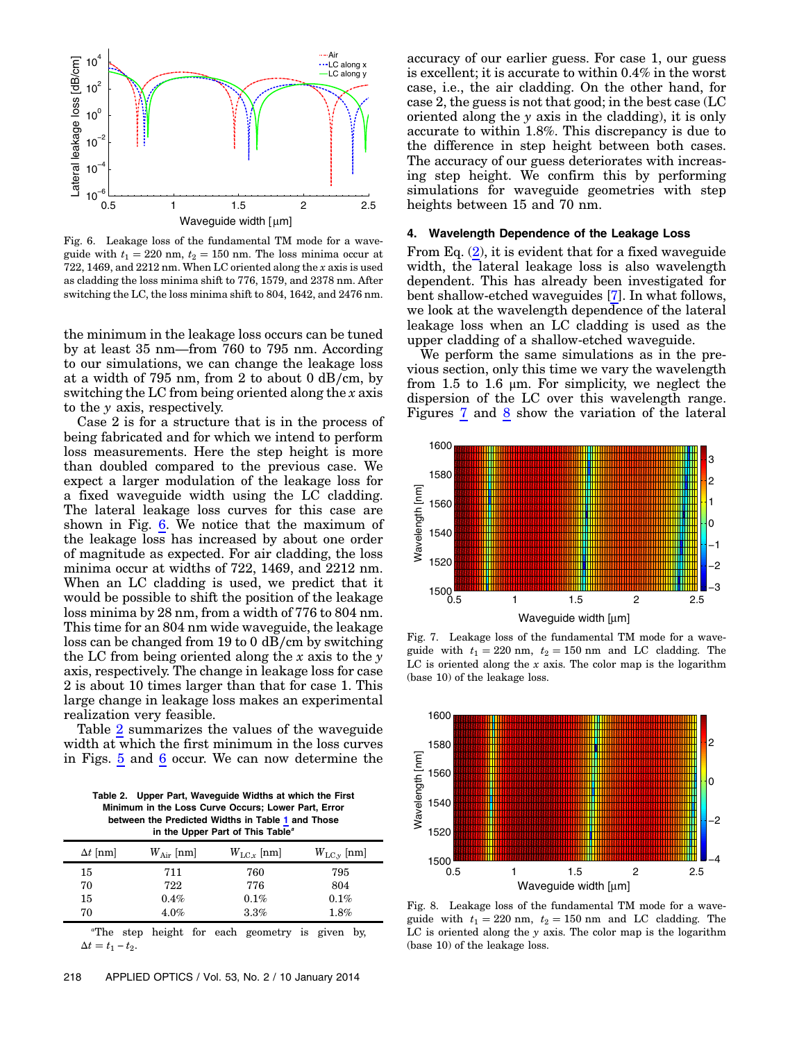Fig. 6. Leakage loss of the fundamental TM mode for a waveguide with $t_1 = 220$ nm, $t_2 = 150$ nm. The loss minima occur at 722, 1469, and 2212 nm. When LC oriented along the $x$ axis is used as cladding the loss minima shift to 776, 1579, and 2378 nm. After switching the LC, the loss minima shift to 804, 1642, and 2476 nm.

the minimum in the leakage loss occurs can be tuned by at least 35 nm—from 760 to 795 nm. According to our simulations, we can change the leakage loss at a width of 795 nm, from 2 to about 0 dB/cm, by switching the LC from being oriented along the $x$ axis to the $y$ axis, respectively.

Case 2 is for a structure that is in the process of being fabricated and for which we intend to perform loss measurements. Here the step height is more than doubled compared to the previous case. We expect a larger modulation of the leakage loss for a fixed waveguide width using the LC cladding. The lateral leakage loss curves for this case are shown in Fig. 6. We notice that the maximum of the leakage loss has increased by about one order of magnitude as expected. For air cladding, the loss minima occur at widths of 722, 1469, and 2212 nm. When an LC cladding is used, we predict that it would be possible to shift the position of the leakage loss minima by 28 nm, from a width of 776 to 804 nm. This time for an 804 nm wide waveguide, the leakage loss can be changed from 19 to 0 dB/cm by switching the LC from being oriented along the $x$ axis to the $y$ axis, respectively. The change in leakage loss for case 2 is about 10 times larger than that for case 1. This large change in leakage loss makes an experimental realization very feasible.

Table 2 summarizes the values of the waveguide width at which the first minimum in the loss curves in Figs. 5 and 6 occur. We can now determine the accuracy of our earlier guess. For case 1, our guess is excellent; it is accurate to within 0.4% in the worst case, i.e., the air cladding. On the other hand, for case 2, the guess is not that good; in the best case (LC oriented along the $y$ axis in the cladding), it is only accurate to within 1.8%. This discrepancy is due to the difference in step height between both cases. The accuracy of our guess deteriorates with increasing step height. We confirm this by performing simulations for waveguide geometries with step heights between 15 and 70 nm.

**Table 2. Upper Part, Waveguide Widths at which the First Minimum in the Loss Curve Occurs; Lower Part, Error between the Predicted Widths in Table 1 and Those in the Upper Part of This Table[a]**

| $\Delta t$ [nm] | $W_{\mathrm{Air}}$ [nm] | $W_{\mathrm{LC}x}$ [nm] | $W_{\mathrm{LC}y}$ [nm] |
|---|---|---|---|
| 15 | 711 | 760 | 795 |
| 70 | 722 | 776 | 804 |
| 15 | 0.4% | 0.1% | 0.1% |
| 70 | 4.0% | 3.3% | 1.8% |

[a]The step height for each geometry is given by, $\Delta t = t_1 - t_2$.

## 4. Wavelength Dependence of the Leakage Loss

From Eq. (2), it is evident that for a fixed waveguide width, the lateral leakage loss is also wavelength dependent. This has already been investigated for bent shallow-etched waveguides [7]. In what follows, we look at the wavelength dependence of the lateral leakage loss when an LC cladding is used as the upper cladding of a shallow-etched waveguide.

We perform the same simulations as in the previous section, only this time we vary the wavelength from 1.5 to 1.6 μm. For simplicity, we neglect the dispersion of the LC over this wavelength range. Figures 7 and 8 show the variation of the lateral

Fig. 7. Leakage loss of the fundamental TM mode for a waveguide with $t_1 = 220$ nm, $t_2 = 150$ nm and LC cladding. The LC is oriented along the $x$ axis. The color map is the logarithm (base 10) of the leakage loss.

Fig. 8. Leakage loss of the fundamental TM mode for a waveguide with $t_1 = 220$ nm, $t_2 = 150$ nm and LC cladding. The LC is oriented along the $y$ axis. The color map is the logarithm (base 10) of the leakage loss.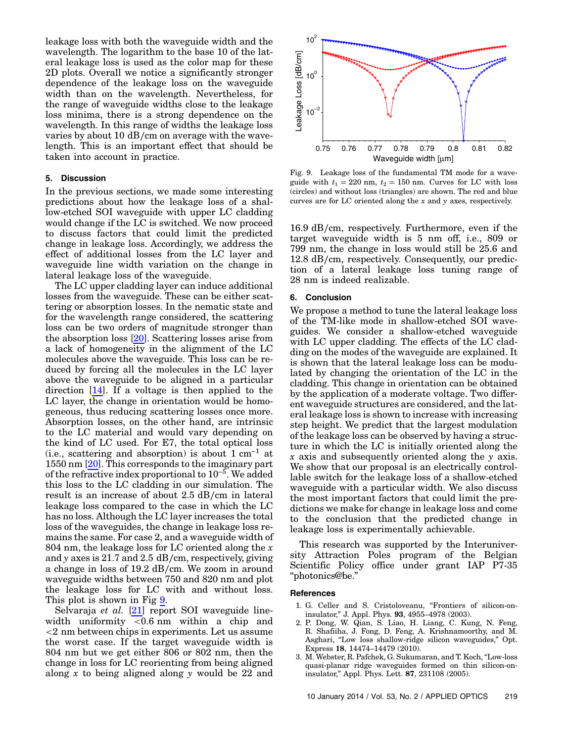leakage loss with both the waveguide width and the wavelength. The logarithm to the base 10 of the lateral leakage loss is used as the color map for these 2D plots. Overall we notice a significantly stronger dependence of the leakage loss on the waveguide width than on the wavelength. Nevertheless, for the range of waveguide widths close to the leakage loss minima, there is a strong dependence on the wavelength. In this range of widths the leakage loss varies by about 10 dB/cm on average with the wavelength. This is an important effect that should be taken into account in practice.

## 5. Discussion

In the previous sections, we made some interesting predictions about how the leakage loss of a shallow-etched SOI waveguide with upper LC cladding would change if the LC is switched. We now proceed to discuss factors that could limit the predicted change in leakage loss. Accordingly, we address the effect of additional losses from the LC layer and waveguide line width variation on the change in lateral leakage loss of the waveguide.

The LC upper cladding layer can induce additional losses from the waveguide. These can be either scattering or absorption losses. In the nematic state and for the wavelength range considered, the scattering loss can be two orders of magnitude stronger than the absorption loss [20]. Scattering losses arise from a lack of homogeneity in the alignment of the LC molecules above the waveguide. This loss can be reduced by forcing all the molecules in the LC layer above the waveguide to be aligned in a particular direction [14]. If a voltage is then applied to the LC layer, the change in orientation would be homogeneous, thus reducing scattering losses once more. Absorption losses, on the other hand, are intrinsic to the LC material and would vary depending on the kind of LC used. For E7, the total optical loss (i.e., scattering and absorption) is about 1 $\text{cm}^{-1}$ at 1550 nm [20]. This corresponds to the imaginary part of the refractive index proportional to $10^{-5}$. We added this loss to the LC cladding in our simulation. The result is an increase of about 2.5 dB/cm in lateral leakage loss compared to the case in which the LC has no loss. Although the LC layer increases the total loss of the waveguides, the change in leakage loss remains the same. For case 2, and a waveguide width of 804 nm, the leakage loss for LC oriented along the $x$ and $y$ axes is 21.7 and 2.5 dB/cm, respectively, giving a change in loss of 19.2 dB/cm. We zoom in around waveguide widths between 750 and 820 nm and plot the leakage loss for LC with and without loss. This plot is shown in Fig 9.

Selvaraja *et al.* [21] report SOI waveguide linewidth uniformity <0.6 nm within a chip and <2 nm between chips in experiments. Let us assume the worst case. If the target waveguide width is 804 nm but we get either 806 or 802 nm, then the change in loss for LC reorienting from being aligned along $x$ to being aligned along $y$ would be 22 and 16.9 dB/cm, respectively. Furthermore, even if the target waveguide width is 5 nm off, i.e., 809 or 799 nm, the change in loss would still be 25.6 and 12.8 dB/cm, respectively. Consequently, our prediction of a lateral leakage loss tuning range of 28 nm is indeed realizable.

Leakage Loss [dB/cm]
$10^2$
$10^0$
$10^{-2}$
0.75 0.76 0.77 0.78 0.79 0.8 0.81 0.82
Waveguide width [μm]

Fig. 9. Leakage loss of the fundamental TM mode for a waveguide with $t_1 = 220$ nm, $t_2 = 150$ nm. Curves for LC with loss (circles) and without loss (triangles) are shown. The red and blue curves are for LC oriented along the $x$ and $y$ axes, respectively.

## 6. Conclusion

We propose a method to tune the lateral leakage loss of the TM-like mode in shallow-etched SOI waveguides. We consider a shallow-etched waveguide with LC upper cladding. The effects of the LC cladding on the modes of the waveguide are explained. It is shown that the lateral leakage loss can be modulated by changing the orientation of the LC in the cladding. This change in orientation can be obtained by the application of a moderate voltage. Two different waveguide structures are considered, and the lateral leakage loss is shown to increase with increasing step height. We predict that the largest modulation of the leakage loss can be observed by having a structure in which the LC is initially oriented along the $x$ axis and subsequently oriented along the $y$ axis. We show that our proposal is an electrically controllable switch for the leakage loss of a shallow-etched waveguide with a particular width. We also discuss the most important factors that could limit the predictions we make for change in leakage loss and come to the conclusion that the predicted change in leakage loss is experimentally achievable.

This research was supported by the Interuniversity Attraction Poles program of the Belgian Scientific Policy office under grant IAP P7-35 "photonics@be."

## References

1. G. Celler and S. Cristoloveanu, "Frontiers of silicon-on-insulator," J. Appl. Phys. **93**, 4955–4978 (2003).
2. P. Dong, W. Qian, S. Liao, H. Liang, C. Kung, N. Feng, R. Shafiiha, J. Fong, D. Feng, A. Krishnamoorthy, and M. Asghari, "Low loss shallow-ridge silicon waveguides," Opt. Express **18**, 14474–14479 (2010).
3. M. Webster, R. Pafchek, G. Sukumaran, and T. Koch, "Low-loss quasi-planar ridge waveguides formed on thin silicon-on-insulator," Appl. Phys. Lett. **87**, 231108 (2005).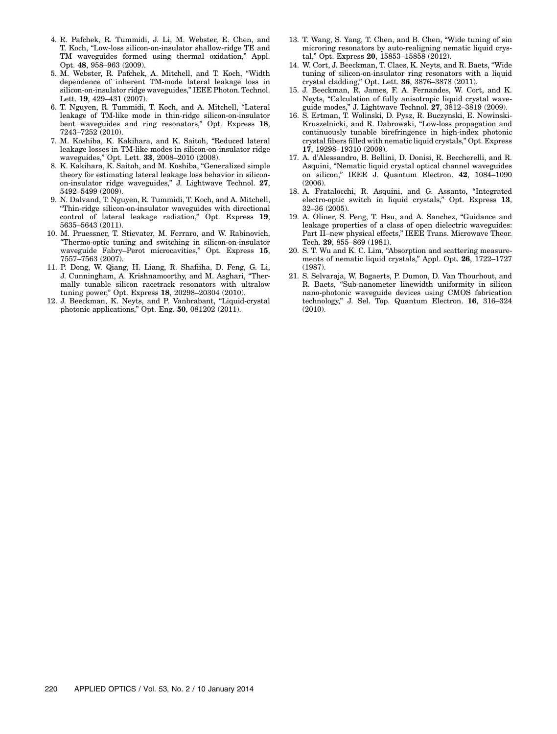4. R. Pafchek, R. Tummidi, J. Li, M. Webster, E. Chen, and T. Koch, "Low-loss silicon-on-insulator shallow-ridge TE and TM waveguides formed using thermal oxidation," Appl. Opt. **48**, 958–963 (2009).
5. M. Webster, R. Pafchek, A. Mitchell, and T. Koch, "Width dependence of inherent TM-mode lateral leakage loss in silicon-on-insulator ridge waveguides," IEEE Photon. Technol. Lett. **19**, 429–431 (2007).
6. T. Nguyen, R. Tummidi, T. Koch, and A. Mitchell, "Lateral leakage of TM-like mode in thin-ridge silicon-on-insulator bent waveguides and ring resonators," Opt. Express **18**, 7243–7252 (2010).
7. M. Koshiba, K. Kakihara, and K. Saitoh, "Reduced lateral leakage losses in TM-like modes in silicon-on-insulator ridge waveguides," Opt. Lett. **33**, 2008–2010 (2008).
8. K. Kakihara, K. Saitoh, and M. Koshiba, "Generalized simple theory for estimating lateral leakage loss behavior in silicon-on-insulator ridge waveguides," J. Lightwave Technol. **27**, 5492–5499 (2009).
9. N. Dalvand, T. Nguyen, R. Tummidi, T. Koch, and A. Mitchell, "Thin-ridge silicon-on-insulator waveguides with directional control of lateral leakage radiation," Opt. Express **19**, 5635–5643 (2011).
10. M. Pruessner, T. Stievater, M. Ferraro, and W. Rabinovich, "Thermo-optic tuning and switching in silicon-on-insulator waveguide Fabry–Perot microcavities," Opt. Express **15**, 7557–7563 (2007).
11. P. Dong, W. Qiang, H. Liang, R. Shafiiha, D. Feng, G. Li, J. Cunningham, A. Krishnamoorthy, and M. Asghari, "Thermally tunable silicon racetrack resonators with ultralow tuning power," Opt. Express **18**, 20298–20304 (2010).
12. J. Beeckman, K. Neyts, and P. Vanbrabant, "Liquid-crystal photonic applications," Opt. Eng. **50**, 081202 (2011).
13. T. Wang, S. Yang, T. Chen, and B. Chen, "Wide tuning of sin microring resonators by auto-realigning nematic liquid crystal," Opt. Express **20**, 15853–15858 (2012).
14. W. Cort, J. Beeckman, T. Claes, K. Neyts, and R. Baets, "Wide tuning of silicon-on-insulator ring resonators with a liquid crystal cladding," Opt. Lett. **36**, 3876–3878 (2011).
15. J. Beeckman, R. James, F. A. Fernandes, W. Cort, and K. Neyts, "Calculation of fully anisotropic liquid crystal waveguide modes," J. Lightwave Technol. **27**, 3812–3819 (2009).
16. S. Ertman, T. Wolinski, D. Pysz, R. Buczynski, E. Nowinski-Kruszelnicki, and R. Dabrowski, "Low-loss propagation and continuously tunable birefringence in high-index photonic crystal fibers filled with nematic liquid crystals," Opt. Express **17**, 19298–19310 (2009).
17. A. d'Alessandro, B. Bellini, D. Donisi, R. Beccherelli, and R. Asquini, "Nematic liquid crystal optical channel waveguides on silicon," IEEE J. Quantum Electron. **42**, 1084–1090 (2006).
18. A. Fratalocchi, R. Asquini, and G. Assanto, "Integrated electro-optic switch in liquid crystals," Opt. Express **13**, 32–36 (2005).
19. A. Oliner, S. Peng, T. Hsu, and A. Sanchez, "Guidance and leakage properties of a class of open dielectric waveguides: Part II–new physical effects," IEEE Trans. Microwave Theor. Tech. **29**, 855–869 (1981).
20. S. T. Wu and K. C. Lim, "Absorption and scattering measurements of nematic liquid crystals," Appl. Opt. **26**, 1722–1727 (1987).
21. S. Selvaraja, W. Bogaerts, P. Dumon, D. Van Thourhout, and R. Baets, "Sub-nanometer linewidth uniformity in silicon nano-photonic waveguide devices using CMOS fabrication technology," J. Sel. Top. Quantum Electron. **16**, 316–324 (2010).